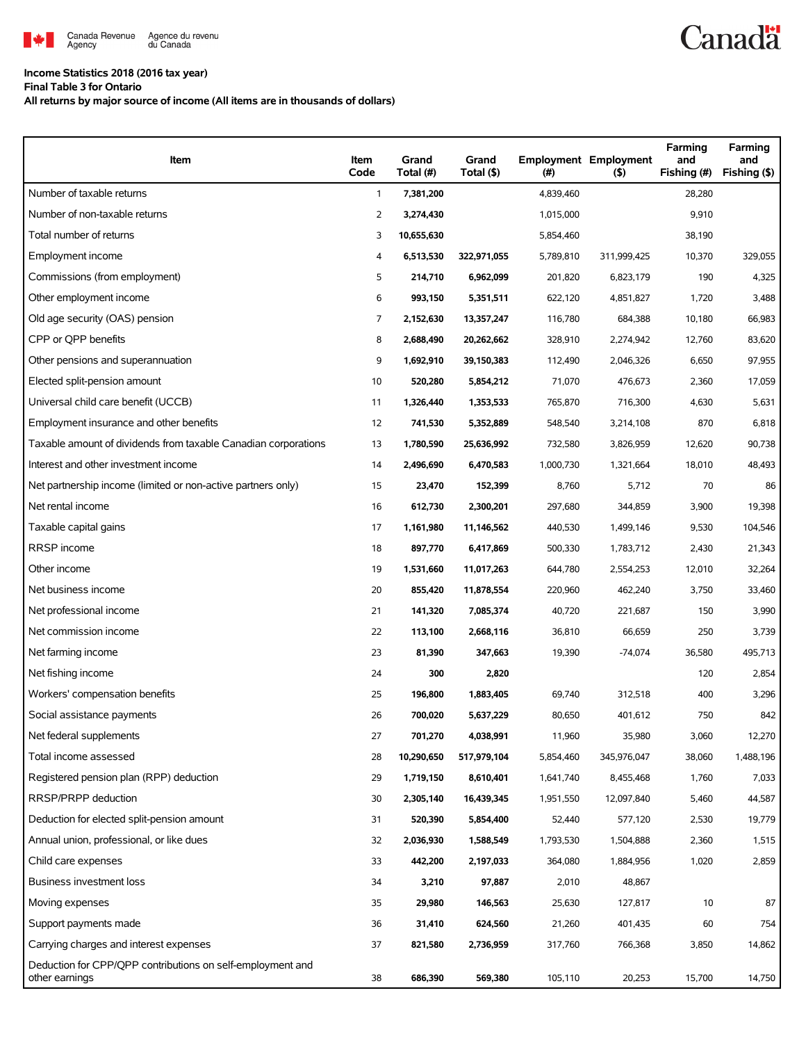Canada Revenue Agency / Agence du revenu du Canada

Canada

**Income Statistics 2018 (2016 tax year)**
**Final Table 3 for Ontario**
**All returns by major source of income (All items are in thousands of dollars)**

| Item | Item Code | Grand Total (#) | Grand Total ($) | Employment (#) | Employment ($) | Farming and Fishing (#) | Farming and Fishing ($) |
|---|---|---|---|---|---|---|---|
| Number of taxable returns | 1 | **7,381,200** | | 4,839,460 | | 28,280 | |
| Number of non-taxable returns | 2 | **3,274,430** | | 1,015,000 | | 9,910 | |
| Total number of returns | 3 | **10,655,630** | | 5,854,460 | | 38,190 | |
| Employment income | 4 | **6,513,530** | **322,971,055** | 5,789,810 | 311,999,425 | 10,370 | 329,055 |
| Commissions (from employment) | 5 | **214,710** | **6,962,099** | 201,820 | 6,823,179 | 190 | 4,325 |
| Other employment income | 6 | **993,150** | **5,351,511** | 622,120 | 4,851,827 | 1,720 | 3,488 |
| Old age security (OAS) pension | 7 | **2,152,630** | **13,357,247** | 116,780 | 684,388 | 10,180 | 66,983 |
| CPP or QPP benefits | 8 | **2,688,490** | **20,262,662** | 328,910 | 2,274,942 | 12,760 | 83,620 |
| Other pensions and superannuation | 9 | **1,692,910** | **39,150,383** | 112,490 | 2,046,326 | 6,650 | 97,955 |
| Elected split-pension amount | 10 | **520,280** | **5,854,212** | 71,070 | 476,673 | 2,360 | 17,059 |
| Universal child care benefit (UCCB) | 11 | **1,326,440** | **1,353,533** | 765,870 | 716,300 | 4,630 | 5,631 |
| Employment insurance and other benefits | 12 | **741,530** | **5,352,889** | 548,540 | 3,214,108 | 870 | 6,818 |
| Taxable amount of dividends from taxable Canadian corporations | 13 | **1,780,590** | **25,636,992** | 732,580 | 3,826,959 | 12,620 | 90,738 |
| Interest and other investment income | 14 | **2,496,690** | **6,470,583** | 1,000,730 | 1,321,664 | 18,010 | 48,493 |
| Net partnership income (limited or non-active partners only) | 15 | **23,470** | **152,399** | 8,760 | 5,712 | 70 | 86 |
| Net rental income | 16 | **612,730** | **2,300,201** | 297,680 | 344,859 | 3,900 | 19,398 |
| Taxable capital gains | 17 | **1,161,980** | **11,146,562** | 440,530 | 1,499,146 | 9,530 | 104,546 |
| RRSP income | 18 | **897,770** | **6,417,869** | 500,330 | 1,783,712 | 2,430 | 21,343 |
| Other income | 19 | **1,531,660** | **11,017,263** | 644,780 | 2,554,253 | 12,010 | 32,264 |
| Net business income | 20 | **855,420** | **11,878,554** | 220,960 | 462,240 | 3,750 | 33,460 |
| Net professional income | 21 | **141,320** | **7,085,374** | 40,720 | 221,687 | 150 | 3,990 |
| Net commission income | 22 | **113,100** | **2,668,116** | 36,810 | 66,659 | 250 | 3,739 |
| Net farming income | 23 | **81,390** | **347,663** | 19,390 | -74,074 | 36,580 | 495,713 |
| Net fishing income | 24 | **300** | **2,820** | | | 120 | 2,854 |
| Workers' compensation benefits | 25 | **196,800** | **1,883,405** | 69,740 | 312,518 | 400 | 3,296 |
| Social assistance payments | 26 | **700,020** | **5,637,229** | 80,650 | 401,612 | 750 | 842 |
| Net federal supplements | 27 | **701,270** | **4,038,991** | 11,960 | 35,980 | 3,060 | 12,270 |
| Total income assessed | 28 | **10,290,650** | **517,979,104** | 5,854,460 | 345,976,047 | 38,060 | 1,488,196 |
| Registered pension plan (RPP) deduction | 29 | **1,719,150** | **8,610,401** | 1,641,740 | 8,455,468 | 1,760 | 7,033 |
| RRSP/PRPP deduction | 30 | **2,305,140** | **16,439,345** | 1,951,550 | 12,097,840 | 5,460 | 44,587 |
| Deduction for elected split-pension amount | 31 | **520,390** | **5,854,400** | 52,440 | 577,120 | 2,530 | 19,779 |
| Annual union, professional, or like dues | 32 | **2,036,930** | **1,588,549** | 1,793,530 | 1,504,888 | 2,360 | 1,515 |
| Child care expenses | 33 | **442,200** | **2,197,033** | 364,080 | 1,884,956 | 1,020 | 2,859 |
| Business investment loss | 34 | **3,210** | **97,887** | 2,010 | 48,867 | | |
| Moving expenses | 35 | **29,980** | **146,563** | 25,630 | 127,817 | 10 | 87 |
| Support payments made | 36 | **31,410** | **624,560** | 21,260 | 401,435 | 60 | 754 |
| Carrying charges and interest expenses | 37 | **821,580** | **2,736,959** | 317,760 | 766,368 | 3,850 | 14,862 |
| Deduction for CPP/QPP contributions on self-employment and other earnings | 38 | **686,390** | **569,380** | 105,110 | 20,253 | 15,700 | 14,750 |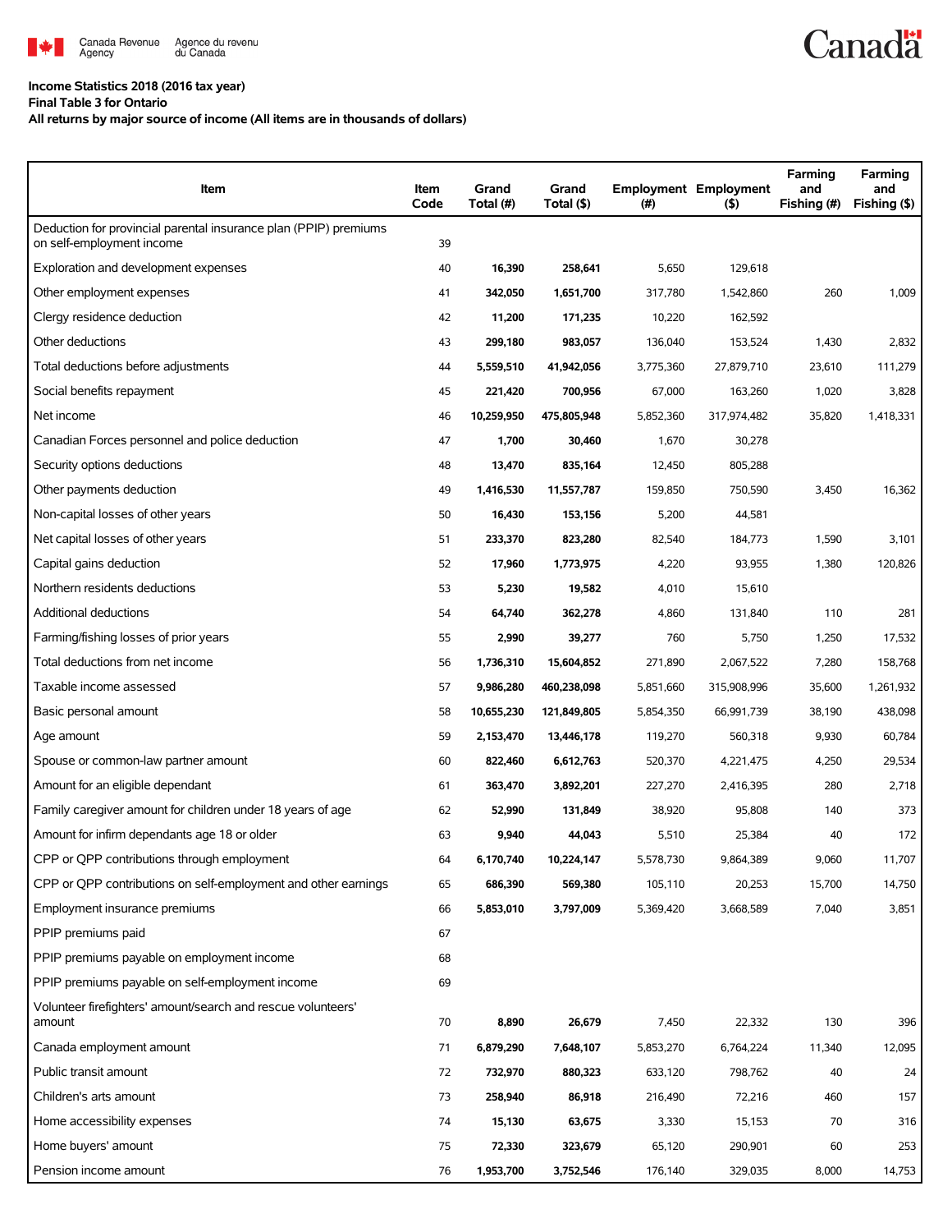**Income Statistics 2018 (2016 tax year)**
**Final Table 3 for Ontario**
**All returns by major source of income (All items are in thousands of dollars)**

| Item | Item Code | Grand Total (#) | Grand Total ($) | Employment (#) | Employment ($) | Farming and Fishing (#) | Farming and Fishing ($) |
|---|---|---|---|---|---|---|---|
| Deduction for provincial parental insurance plan (PPIP) premiums on self-employment income | 39 | | | | | | |
| Exploration and development expenses | 40 | **16,390** | **258,641** | 5,650 | 129,618 | | |
| Other employment expenses | 41 | **342,050** | **1,651,700** | 317,780 | 1,542,860 | 260 | 1,009 |
| Clergy residence deduction | 42 | **11,200** | **171,235** | 10,220 | 162,592 | | |
| Other deductions | 43 | **299,180** | **983,057** | 136,040 | 153,524 | 1,430 | 2,832 |
| Total deductions before adjustments | 44 | **5,559,510** | **41,942,056** | 3,775,360 | 27,879,710 | 23,610 | 111,279 |
| Social benefits repayment | 45 | **221,420** | **700,956** | 67,000 | 163,260 | 1,020 | 3,828 |
| Net income | 46 | **10,259,950** | **475,805,948** | 5,852,360 | 317,974,482 | 35,820 | 1,418,331 |
| Canadian Forces personnel and police deduction | 47 | **1,700** | **30,460** | 1,670 | 30,278 | | |
| Security options deductions | 48 | **13,470** | **835,164** | 12,450 | 805,288 | | |
| Other payments deduction | 49 | **1,416,530** | **11,557,787** | 159,850 | 750,590 | 3,450 | 16,362 |
| Non-capital losses of other years | 50 | **16,430** | **153,156** | 5,200 | 44,581 | | |
| Net capital losses of other years | 51 | **233,370** | **823,280** | 82,540 | 184,773 | 1,590 | 3,101 |
| Capital gains deduction | 52 | **17,960** | **1,773,975** | 4,220 | 93,955 | 1,380 | 120,826 |
| Northern residents deductions | 53 | **5,230** | **19,582** | 4,010 | 15,610 | | |
| Additional deductions | 54 | **64,740** | **362,278** | 4,860 | 131,840 | 110 | 281 |
| Farming/fishing losses of prior years | 55 | **2,990** | **39,277** | 760 | 5,750 | 1,250 | 17,532 |
| Total deductions from net income | 56 | **1,736,310** | **15,604,852** | 271,890 | 2,067,522 | 7,280 | 158,768 |
| Taxable income assessed | 57 | **9,986,280** | **460,238,098** | 5,851,660 | 315,908,996 | 35,600 | 1,261,932 |
| Basic personal amount | 58 | **10,655,230** | **121,849,805** | 5,854,350 | 66,991,739 | 38,190 | 438,098 |
| Age amount | 59 | **2,153,470** | **13,446,178** | 119,270 | 560,318 | 9,930 | 60,784 |
| Spouse or common-law partner amount | 60 | **822,460** | **6,612,763** | 520,370 | 4,221,475 | 4,250 | 29,534 |
| Amount for an eligible dependant | 61 | **363,470** | **3,892,201** | 227,270 | 2,416,395 | 280 | 2,718 |
| Family caregiver amount for children under 18 years of age | 62 | **52,990** | **131,849** | 38,920 | 95,808 | 140 | 373 |
| Amount for infirm dependants age 18 or older | 63 | **9,940** | **44,043** | 5,510 | 25,384 | 40 | 172 |
| CPP or QPP contributions through employment | 64 | **6,170,740** | **10,224,147** | 5,578,730 | 9,864,389 | 9,060 | 11,707 |
| CPP or QPP contributions on self-employment and other earnings | 65 | **686,390** | **569,380** | 105,110 | 20,253 | 15,700 | 14,750 |
| Employment insurance premiums | 66 | **5,853,010** | **3,797,009** | 5,369,420 | 3,668,589 | 7,040 | 3,851 |
| PPIP premiums paid | 67 | | | | | | |
| PPIP premiums payable on employment income | 68 | | | | | | |
| PPIP premiums payable on self-employment income | 69 | | | | | | |
| Volunteer firefighters' amount/search and rescue volunteers' amount | 70 | **8,890** | **26,679** | 7,450 | 22,332 | 130 | 396 |
| Canada employment amount | 71 | **6,879,290** | **7,648,107** | 5,853,270 | 6,764,224 | 11,340 | 12,095 |
| Public transit amount | 72 | **732,970** | **880,323** | 633,120 | 798,762 | 40 | 24 |
| Children's arts amount | 73 | **258,940** | **86,918** | 216,490 | 72,216 | 460 | 157 |
| Home accessibility expenses | 74 | **15,130** | **63,675** | 3,330 | 15,153 | 70 | 316 |
| Home buyers' amount | 75 | **72,330** | **323,679** | 65,120 | 290,901 | 60 | 253 |
| Pension income amount | 76 | **1,953,700** | **3,752,546** | 176,140 | 329,035 | 8,000 | 14,753 |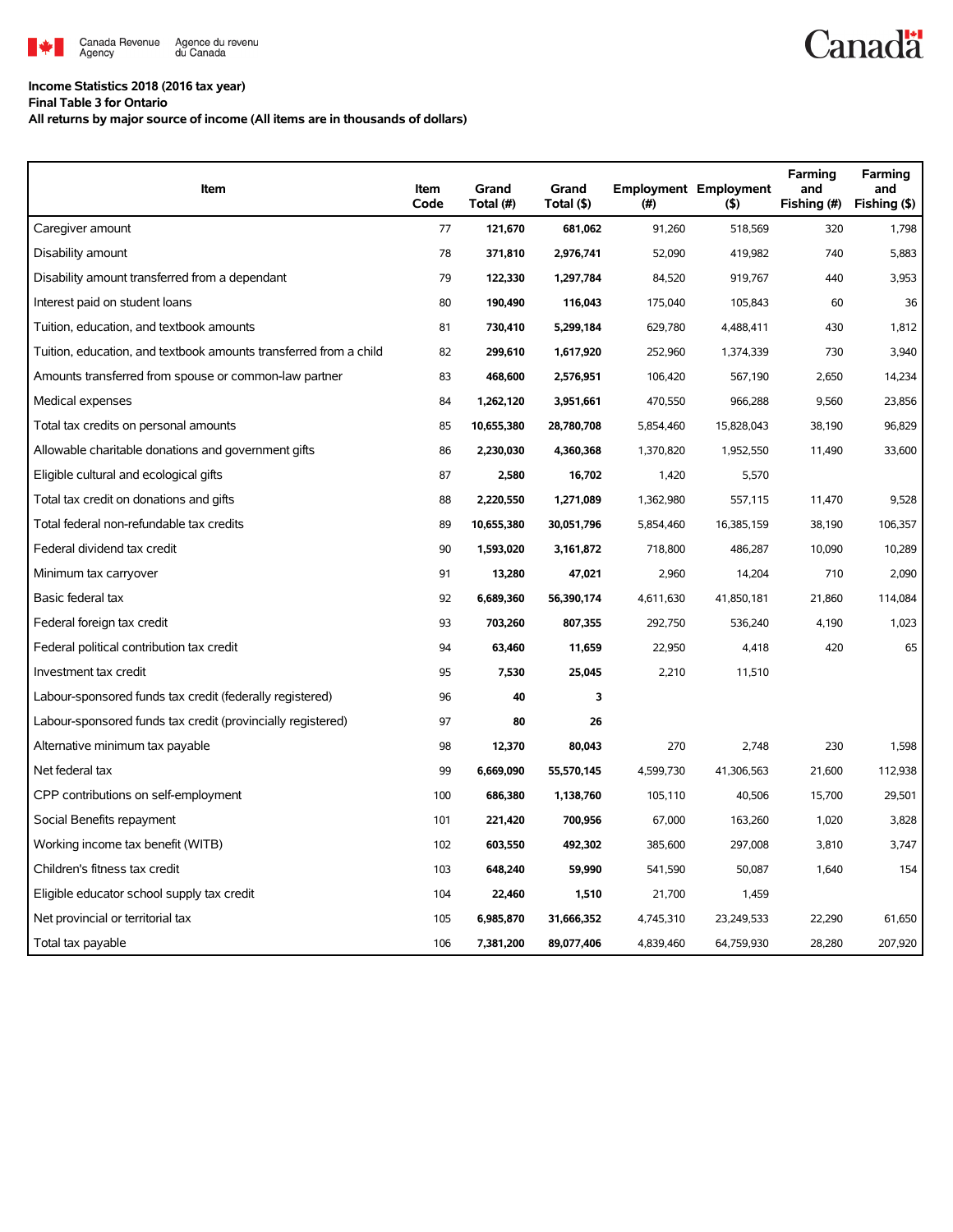**Income Statistics 2018 (2016 tax year)**
**Final Table 3 for Ontario**
**All returns by major source of income (All items are in thousands of dollars)**

| Item | Item Code | Grand Total (#) | Grand Total ($) | Employment (#) | Employment ($) | Farming and Fishing (#) | Farming and Fishing ($) |
|---|---|---|---|---|---|---|---|
| Caregiver amount | 77 | **121,670** | **681,062** | 91,260 | 518,569 | 320 | 1,798 |
| Disability amount | 78 | **371,810** | **2,976,741** | 52,090 | 419,982 | 740 | 5,883 |
| Disability amount transferred from a dependant | 79 | **122,330** | **1,297,784** | 84,520 | 919,767 | 440 | 3,953 |
| Interest paid on student loans | 80 | **190,490** | **116,043** | 175,040 | 105,843 | 60 | 36 |
| Tuition, education, and textbook amounts | 81 | **730,410** | **5,299,184** | 629,780 | 4,488,411 | 430 | 1,812 |
| Tuition, education, and textbook amounts transferred from a child | 82 | **299,610** | **1,617,920** | 252,960 | 1,374,339 | 730 | 3,940 |
| Amounts transferred from spouse or common-law partner | 83 | **468,600** | **2,576,951** | 106,420 | 567,190 | 2,650 | 14,234 |
| Medical expenses | 84 | **1,262,120** | **3,951,661** | 470,550 | 966,288 | 9,560 | 23,856 |
| Total tax credits on personal amounts | 85 | **10,655,380** | **28,780,708** | 5,854,460 | 15,828,043 | 38,190 | 96,829 |
| Allowable charitable donations and government gifts | 86 | **2,230,030** | **4,360,368** | 1,370,820 | 1,952,550 | 11,490 | 33,600 |
| Eligible cultural and ecological gifts | 87 | **2,580** | **16,702** | 1,420 | 5,570 | | |
| Total tax credit on donations and gifts | 88 | **2,220,550** | **1,271,089** | 1,362,980 | 557,115 | 11,470 | 9,528 |
| Total federal non-refundable tax credits | 89 | **10,655,380** | **30,051,796** | 5,854,460 | 16,385,159 | 38,190 | 106,357 |
| Federal dividend tax credit | 90 | **1,593,020** | **3,161,872** | 718,800 | 486,287 | 10,090 | 10,289 |
| Minimum tax carryover | 91 | **13,280** | **47,021** | 2,960 | 14,204 | 710 | 2,090 |
| Basic federal tax | 92 | **6,689,360** | **56,390,174** | 4,611,630 | 41,850,181 | 21,860 | 114,084 |
| Federal foreign tax credit | 93 | **703,260** | **807,355** | 292,750 | 536,240 | 4,190 | 1,023 |
| Federal political contribution tax credit | 94 | **63,460** | **11,659** | 22,950 | 4,418 | 420 | 65 |
| Investment tax credit | 95 | **7,530** | **25,045** | 2,210 | 11,510 | | |
| Labour-sponsored funds tax credit (federally registered) | 96 | **40** | **3** | | | | |
| Labour-sponsored funds tax credit (provincially registered) | 97 | **80** | **26** | | | | |
| Alternative minimum tax payable | 98 | **12,370** | **80,043** | 270 | 2,748 | 230 | 1,598 |
| Net federal tax | 99 | **6,669,090** | **55,570,145** | 4,599,730 | 41,306,563 | 21,600 | 112,938 |
| CPP contributions on self-employment | 100 | **686,380** | **1,138,760** | 105,110 | 40,506 | 15,700 | 29,501 |
| Social Benefits repayment | 101 | **221,420** | **700,956** | 67,000 | 163,260 | 1,020 | 3,828 |
| Working income tax benefit (WITB) | 102 | **603,550** | **492,302** | 385,600 | 297,008 | 3,810 | 3,747 |
| Children's fitness tax credit | 103 | **648,240** | **59,990** | 541,590 | 50,087 | 1,640 | 154 |
| Eligible educator school supply tax credit | 104 | **22,460** | **1,510** | 21,700 | 1,459 | | |
| Net provincial or territorial tax | 105 | **6,985,870** | **31,666,352** | 4,745,310 | 23,249,533 | 22,290 | 61,650 |
| Total tax payable | 106 | **7,381,200** | **89,077,406** | 4,839,460 | 64,759,930 | 28,280 | 207,920 |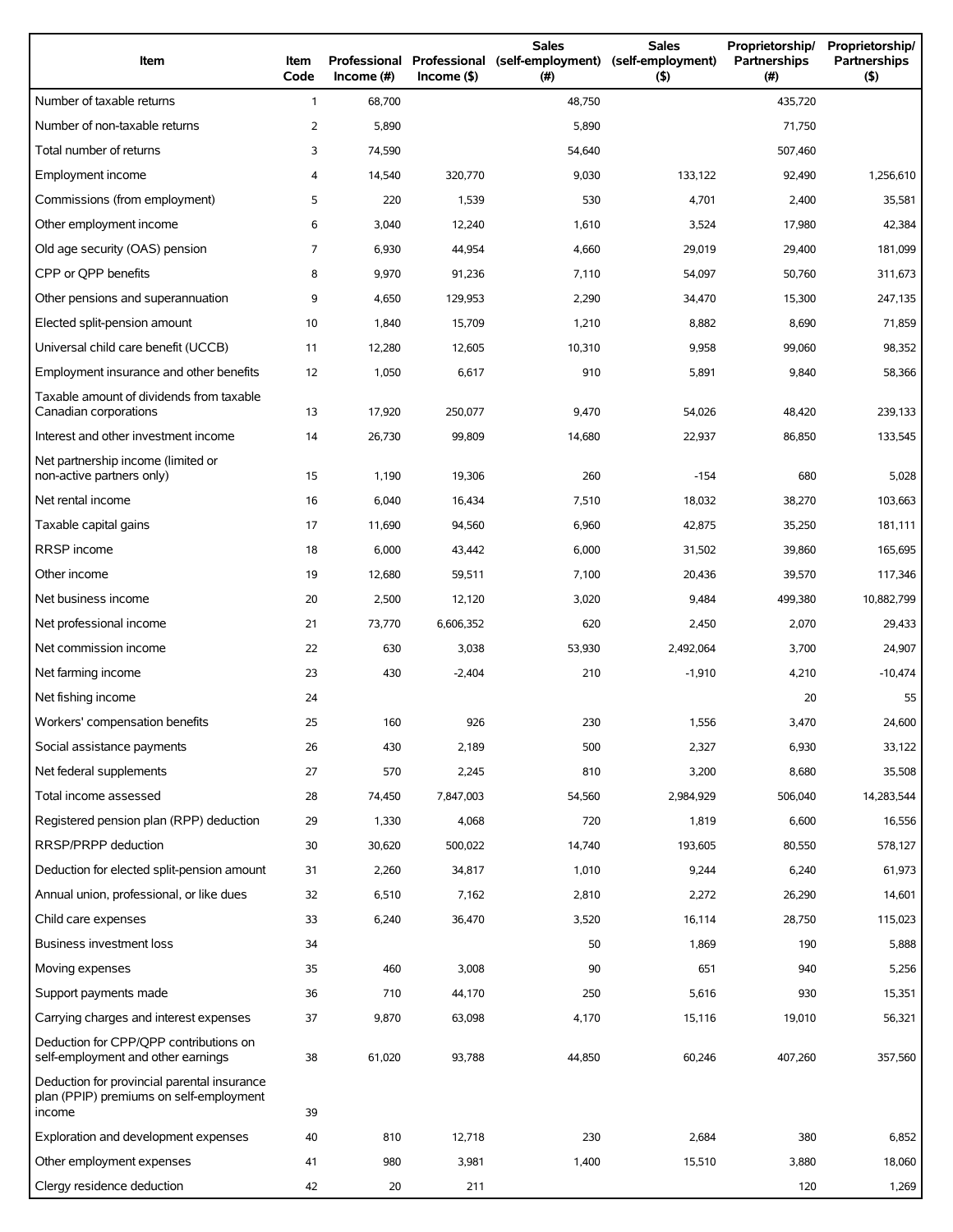| Item | Item Code | Professional Income (#) | Professional Income ($) | Sales (self-employment) (#) | Sales (self-employment) ($) | Proprietorship/ Partnerships (#) | Proprietorship/ Partnerships ($) |
|---|---|---|---|---|---|---|---|
| Number of taxable returns | 1 | 68,700 | | 48,750 | | 435,720 | |
| Number of non-taxable returns | 2 | 5,890 | | 5,890 | | 71,750 | |
| Total number of returns | 3 | 74,590 | | 54,640 | | 507,460 | |
| Employment income | 4 | 14,540 | 320,770 | 9,030 | 133,122 | 92,490 | 1,256,610 |
| Commissions (from employment) | 5 | 220 | 1,539 | 530 | 4,701 | 2,400 | 35,581 |
| Other employment income | 6 | 3,040 | 12,240 | 1,610 | 3,524 | 17,980 | 42,384 |
| Old age security (OAS) pension | 7 | 6,930 | 44,954 | 4,660 | 29,019 | 29,400 | 181,099 |
| CPP or QPP benefits | 8 | 9,970 | 91,236 | 7,110 | 54,097 | 50,760 | 311,673 |
| Other pensions and superannuation | 9 | 4,650 | 129,953 | 2,290 | 34,470 | 15,300 | 247,135 |
| Elected split-pension amount | 10 | 1,840 | 15,709 | 1,210 | 8,882 | 8,690 | 71,859 |
| Universal child care benefit (UCCB) | 11 | 12,280 | 12,605 | 10,310 | 9,958 | 99,060 | 98,352 |
| Employment insurance and other benefits | 12 | 1,050 | 6,617 | 910 | 5,891 | 9,840 | 58,366 |
| Taxable amount of dividends from taxable Canadian corporations | 13 | 17,920 | 250,077 | 9,470 | 54,026 | 48,420 | 239,133 |
| Interest and other investment income | 14 | 26,730 | 99,809 | 14,680 | 22,937 | 86,850 | 133,545 |
| Net partnership income (limited or non-active partners only) | 15 | 1,190 | 19,306 | 260 | -154 | 680 | 5,028 |
| Net rental income | 16 | 6,040 | 16,434 | 7,510 | 18,032 | 38,270 | 103,663 |
| Taxable capital gains | 17 | 11,690 | 94,560 | 6,960 | 42,875 | 35,250 | 181,111 |
| RRSP income | 18 | 6,000 | 43,442 | 6,000 | 31,502 | 39,860 | 165,695 |
| Other income | 19 | 12,680 | 59,511 | 7,100 | 20,436 | 39,570 | 117,346 |
| Net business income | 20 | 2,500 | 12,120 | 3,020 | 9,484 | 499,380 | 10,882,799 |
| Net professional income | 21 | 73,770 | 6,606,352 | 620 | 2,450 | 2,070 | 29,433 |
| Net commission income | 22 | 630 | 3,038 | 53,930 | 2,492,064 | 3,700 | 24,907 |
| Net farming income | 23 | 430 | -2,404 | 210 | -1,910 | 4,210 | -10,474 |
| Net fishing income | 24 | | | | | 20 | 55 |
| Workers' compensation benefits | 25 | 160 | 926 | 230 | 1,556 | 3,470 | 24,600 |
| Social assistance payments | 26 | 430 | 2,189 | 500 | 2,327 | 6,930 | 33,122 |
| Net federal supplements | 27 | 570 | 2,245 | 810 | 3,200 | 8,680 | 35,508 |
| Total income assessed | 28 | 74,450 | 7,847,003 | 54,560 | 2,984,929 | 506,040 | 14,283,544 |
| Registered pension plan (RPP) deduction | 29 | 1,330 | 4,068 | 720 | 1,819 | 6,600 | 16,556 |
| RRSP/PRPP deduction | 30 | 30,620 | 500,022 | 14,740 | 193,605 | 80,550 | 578,127 |
| Deduction for elected split-pension amount | 31 | 2,260 | 34,817 | 1,010 | 9,244 | 6,240 | 61,973 |
| Annual union, professional, or like dues | 32 | 6,510 | 7,162 | 2,810 | 2,272 | 26,290 | 14,601 |
| Child care expenses | 33 | 6,240 | 36,470 | 3,520 | 16,114 | 28,750 | 115,023 |
| Business investment loss | 34 | | | 50 | 1,869 | 190 | 5,888 |
| Moving expenses | 35 | 460 | 3,008 | 90 | 651 | 940 | 5,256 |
| Support payments made | 36 | 710 | 44,170 | 250 | 5,616 | 930 | 15,351 |
| Carrying charges and interest expenses | 37 | 9,870 | 63,098 | 4,170 | 15,116 | 19,010 | 56,321 |
| Deduction for CPP/QPP contributions on self-employment and other earnings | 38 | 61,020 | 93,788 | 44,850 | 60,246 | 407,260 | 357,560 |
| Deduction for provincial parental insurance plan (PPIP) premiums on self-employment income | 39 | | | | | | |
| Exploration and development expenses | 40 | 810 | 12,718 | 230 | 2,684 | 380 | 6,852 |
| Other employment expenses | 41 | 980 | 3,981 | 1,400 | 15,510 | 3,880 | 18,060 |
| Clergy residence deduction | 42 | 20 | 211 | | | 120 | 1,269 |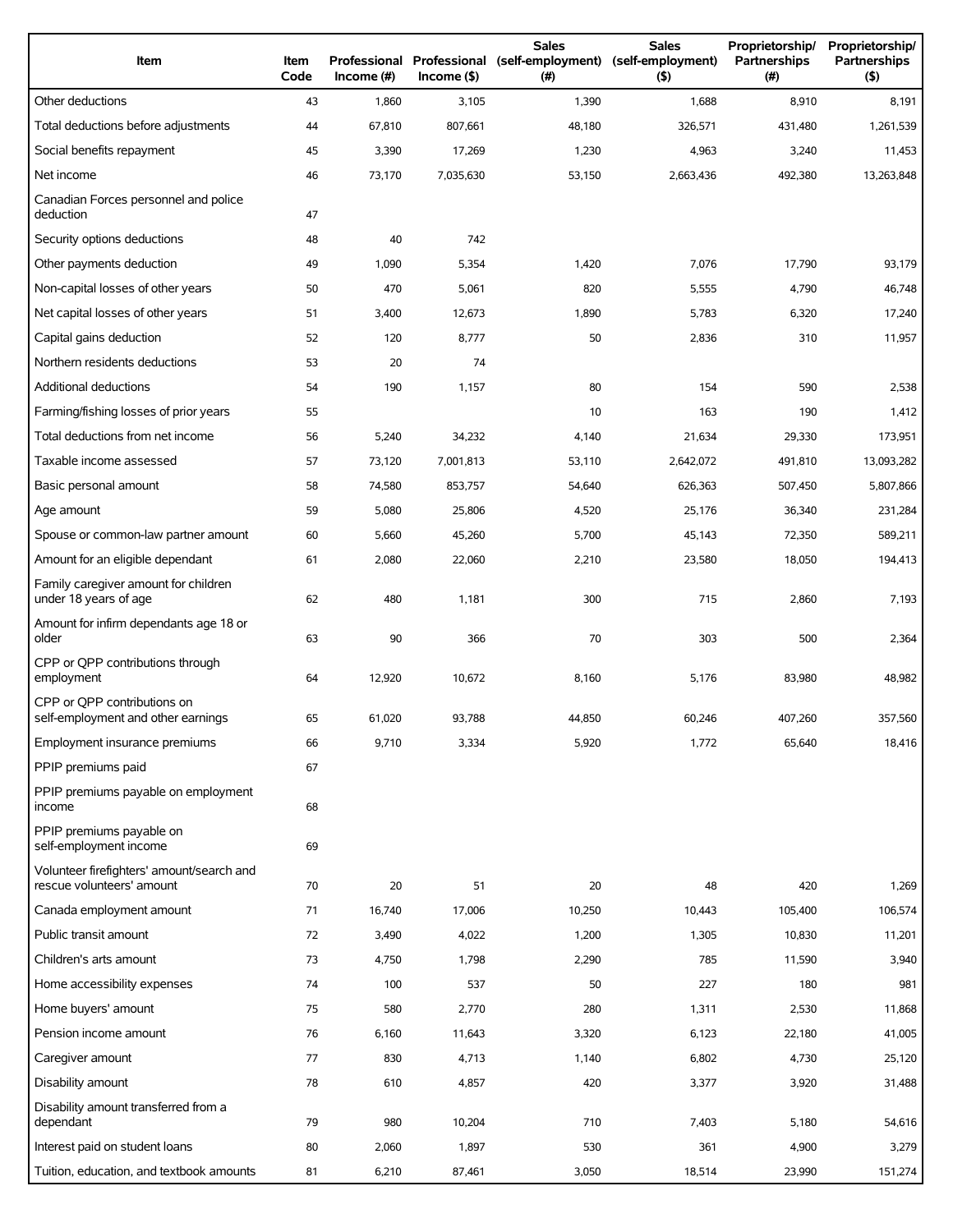| Item | Item Code | Professional Income (#) | Professional Income ($) | Sales (self-employment) (#) | Sales (self-employment) ($) | Proprietorship/ Partnerships (#) | Proprietorship/ Partnerships ($) |
|---|---|---|---|---|---|---|---|
| Other deductions | 43 | 1,860 | 3,105 | 1,390 | 1,688 | 8,910 | 8,191 |
| Total deductions before adjustments | 44 | 67,810 | 807,661 | 48,180 | 326,571 | 431,480 | 1,261,539 |
| Social benefits repayment | 45 | 3,390 | 17,269 | 1,230 | 4,963 | 3,240 | 11,453 |
| Net income | 46 | 73,170 | 7,035,630 | 53,150 | 2,663,436 | 492,380 | 13,263,848 |
| Canadian Forces personnel and police deduction | 47 | | | | | | |
| Security options deductions | 48 | 40 | 742 | | | | |
| Other payments deduction | 49 | 1,090 | 5,354 | 1,420 | 7,076 | 17,790 | 93,179 |
| Non-capital losses of other years | 50 | 470 | 5,061 | 820 | 5,555 | 4,790 | 46,748 |
| Net capital losses of other years | 51 | 3,400 | 12,673 | 1,890 | 5,783 | 6,320 | 17,240 |
| Capital gains deduction | 52 | 120 | 8,777 | 50 | 2,836 | 310 | 11,957 |
| Northern residents deductions | 53 | 20 | 74 | | | | |
| Additional deductions | 54 | 190 | 1,157 | 80 | 154 | 590 | 2,538 |
| Farming/fishing losses of prior years | 55 | | | 10 | 163 | 190 | 1,412 |
| Total deductions from net income | 56 | 5,240 | 34,232 | 4,140 | 21,634 | 29,330 | 173,951 |
| Taxable income assessed | 57 | 73,120 | 7,001,813 | 53,110 | 2,642,072 | 491,810 | 13,093,282 |
| Basic personal amount | 58 | 74,580 | 853,757 | 54,640 | 626,363 | 507,450 | 5,807,866 |
| Age amount | 59 | 5,080 | 25,806 | 4,520 | 25,176 | 36,340 | 231,284 |
| Spouse or common-law partner amount | 60 | 5,660 | 45,260 | 5,700 | 45,143 | 72,350 | 589,211 |
| Amount for an eligible dependant | 61 | 2,080 | 22,060 | 2,210 | 23,580 | 18,050 | 194,413 |
| Family caregiver amount for children under 18 years of age | 62 | 480 | 1,181 | 300 | 715 | 2,860 | 7,193 |
| Amount for infirm dependants age 18 or older | 63 | 90 | 366 | 70 | 303 | 500 | 2,364 |
| CPP or QPP contributions through employment | 64 | 12,920 | 10,672 | 8,160 | 5,176 | 83,980 | 48,982 |
| CPP or QPP contributions on self-employment and other earnings | 65 | 61,020 | 93,788 | 44,850 | 60,246 | 407,260 | 357,560 |
| Employment insurance premiums | 66 | 9,710 | 3,334 | 5,920 | 1,772 | 65,640 | 18,416 |
| PPIP premiums paid | 67 | | | | | | |
| PPIP premiums payable on employment income | 68 | | | | | | |
| PPIP premiums payable on self-employment income | 69 | | | | | | |
| Volunteer firefighters' amount/search and rescue volunteers' amount | 70 | 20 | 51 | 20 | 48 | 420 | 1,269 |
| Canada employment amount | 71 | 16,740 | 17,006 | 10,250 | 10,443 | 105,400 | 106,574 |
| Public transit amount | 72 | 3,490 | 4,022 | 1,200 | 1,305 | 10,830 | 11,201 |
| Children's arts amount | 73 | 4,750 | 1,798 | 2,290 | 785 | 11,590 | 3,940 |
| Home accessibility expenses | 74 | 100 | 537 | 50 | 227 | 180 | 981 |
| Home buyers' amount | 75 | 580 | 2,770 | 280 | 1,311 | 2,530 | 11,868 |
| Pension income amount | 76 | 6,160 | 11,643 | 3,320 | 6,123 | 22,180 | 41,005 |
| Caregiver amount | 77 | 830 | 4,713 | 1,140 | 6,802 | 4,730 | 25,120 |
| Disability amount | 78 | 610 | 4,857 | 420 | 3,377 | 3,920 | 31,488 |
| Disability amount transferred from a dependant | 79 | 980 | 10,204 | 710 | 7,403 | 5,180 | 54,616 |
| Interest paid on student loans | 80 | 2,060 | 1,897 | 530 | 361 | 4,900 | 3,279 |
| Tuition, education, and textbook amounts | 81 | 6,210 | 87,461 | 3,050 | 18,514 | 23,990 | 151,274 |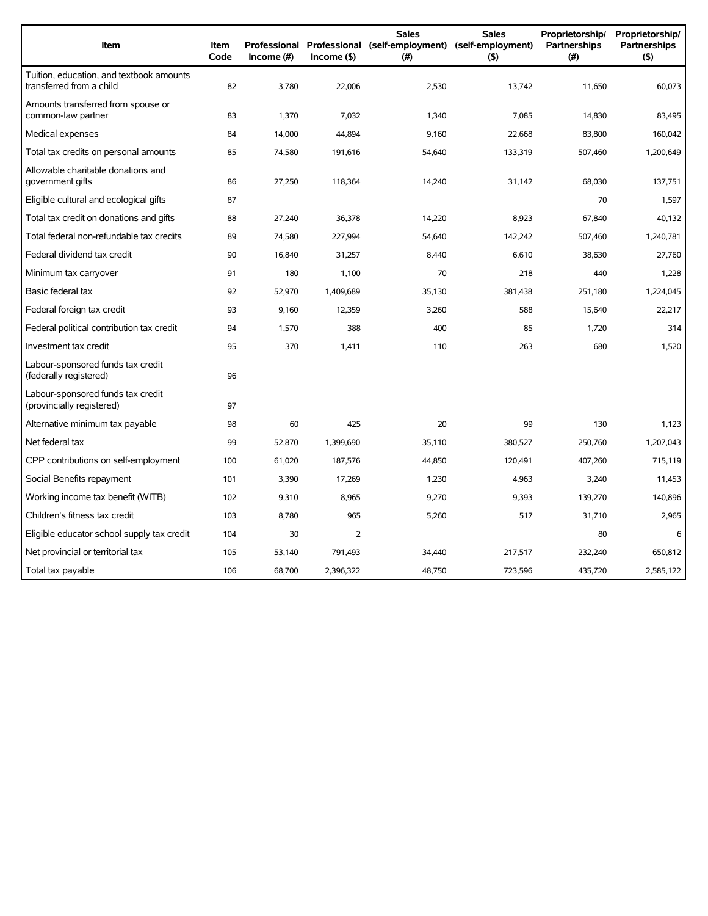| Item | Item Code | Professional Income (#) | Professional Income ($) | Sales (self-employment) (#) | Sales (self-employment) ($) | Proprietorship/ Partnerships (#) | Proprietorship/ Partnerships ($) |
|---|---|---|---|---|---|---|---|
| Tuition, education, and textbook amounts transferred from a child | 82 | 3,780 | 22,006 | 2,530 | 13,742 | 11,650 | 60,073 |
| Amounts transferred from spouse or common-law partner | 83 | 1,370 | 7,032 | 1,340 | 7,085 | 14,830 | 83,495 |
| Medical expenses | 84 | 14,000 | 44,894 | 9,160 | 22,668 | 83,800 | 160,042 |
| Total tax credits on personal amounts | 85 | 74,580 | 191,616 | 54,640 | 133,319 | 507,460 | 1,200,649 |
| Allowable charitable donations and government gifts | 86 | 27,250 | 118,364 | 14,240 | 31,142 | 68,030 | 137,751 |
| Eligible cultural and ecological gifts | 87 | | | | | 70 | 1,597 |
| Total tax credit on donations and gifts | 88 | 27,240 | 36,378 | 14,220 | 8,923 | 67,840 | 40,132 |
| Total federal non-refundable tax credits | 89 | 74,580 | 227,994 | 54,640 | 142,242 | 507,460 | 1,240,781 |
| Federal dividend tax credit | 90 | 16,840 | 31,257 | 8,440 | 6,610 | 38,630 | 27,760 |
| Minimum tax carryover | 91 | 180 | 1,100 | 70 | 218 | 440 | 1,228 |
| Basic federal tax | 92 | 52,970 | 1,409,689 | 35,130 | 381,438 | 251,180 | 1,224,045 |
| Federal foreign tax credit | 93 | 9,160 | 12,359 | 3,260 | 588 | 15,640 | 22,217 |
| Federal political contribution tax credit | 94 | 1,570 | 388 | 400 | 85 | 1,720 | 314 |
| Investment tax credit | 95 | 370 | 1,411 | 110 | 263 | 680 | 1,520 |
| Labour-sponsored funds tax credit (federally registered) | 96 | | | | | | |
| Labour-sponsored funds tax credit (provincially registered) | 97 | | | | | | |
| Alternative minimum tax payable | 98 | 60 | 425 | 20 | 99 | 130 | 1,123 |
| Net federal tax | 99 | 52,870 | 1,399,690 | 35,110 | 380,527 | 250,760 | 1,207,043 |
| CPP contributions on self-employment | 100 | 61,020 | 187,576 | 44,850 | 120,491 | 407,260 | 715,119 |
| Social Benefits repayment | 101 | 3,390 | 17,269 | 1,230 | 4,963 | 3,240 | 11,453 |
| Working income tax benefit (WITB) | 102 | 9,310 | 8,965 | 9,270 | 9,393 | 139,270 | 140,896 |
| Children's fitness tax credit | 103 | 8,780 | 965 | 5,260 | 517 | 31,710 | 2,965 |
| Eligible educator school supply tax credit | 104 | 30 | 2 | | | 80 | 6 |
| Net provincial or territorial tax | 105 | 53,140 | 791,493 | 34,440 | 217,517 | 232,240 | 650,812 |
| Total tax payable | 106 | 68,700 | 2,396,322 | 48,750 | 723,596 | 435,720 | 2,585,122 |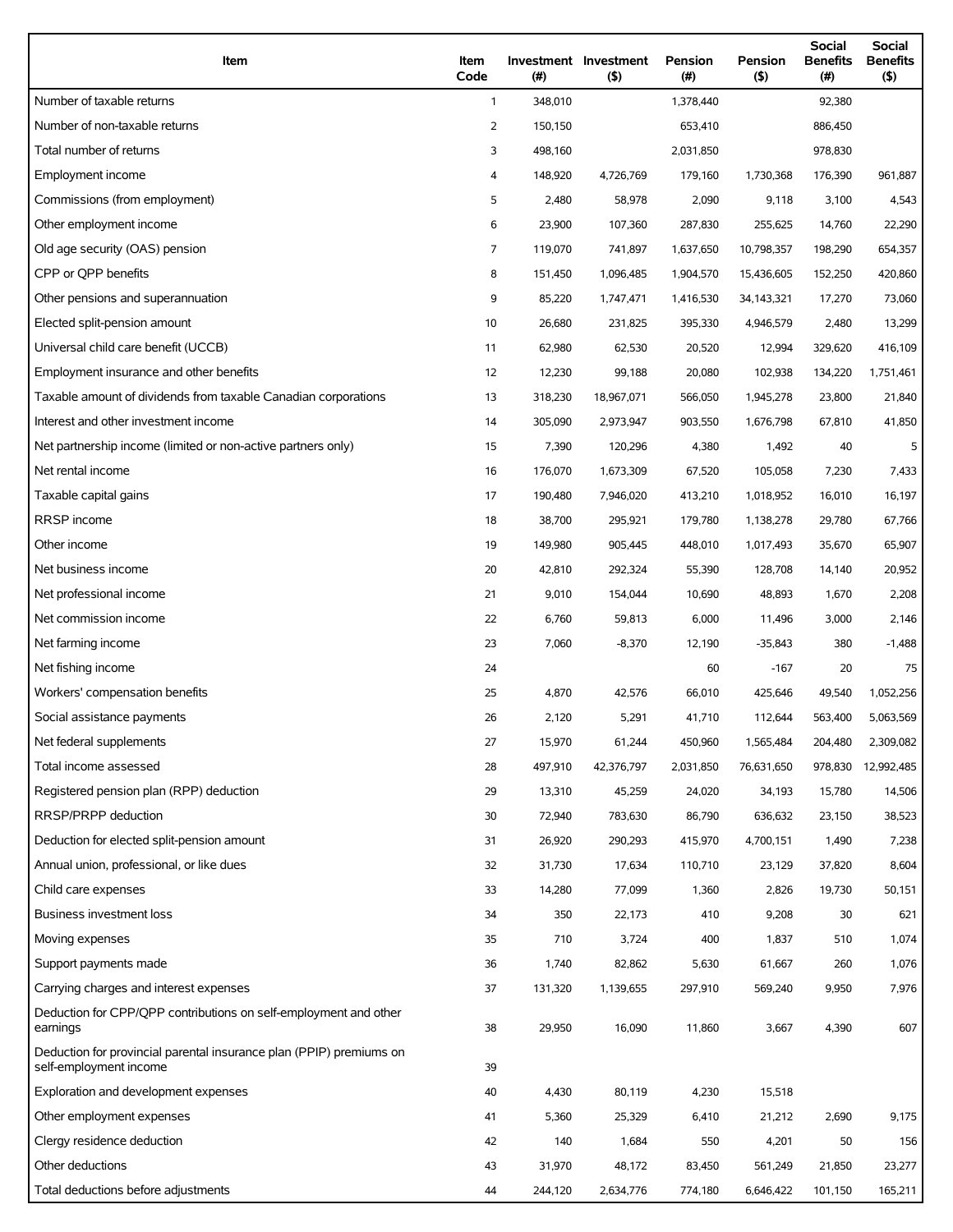| Item | Item Code | Investment (#) | Investment ($) | Pension (#) | Pension ($) | Social Benefits (#) | Social Benefits ($) |
|---|---|---|---|---|---|---|---|
| Number of taxable returns | 1 | 348,010 | | 1,378,440 | | 92,380 | |
| Number of non-taxable returns | 2 | 150,150 | | 653,410 | | 886,450 | |
| Total number of returns | 3 | 498,160 | | 2,031,850 | | 978,830 | |
| Employment income | 4 | 148,920 | 4,726,769 | 179,160 | 1,730,368 | 176,390 | 961,887 |
| Commissions (from employment) | 5 | 2,480 | 58,978 | 2,090 | 9,118 | 3,100 | 4,543 |
| Other employment income | 6 | 23,900 | 107,360 | 287,830 | 255,625 | 14,760 | 22,290 |
| Old age security (OAS) pension | 7 | 119,070 | 741,897 | 1,637,650 | 10,798,357 | 198,290 | 654,357 |
| CPP or QPP benefits | 8 | 151,450 | 1,096,485 | 1,904,570 | 15,436,605 | 152,250 | 420,860 |
| Other pensions and superannuation | 9 | 85,220 | 1,747,471 | 1,416,530 | 34,143,321 | 17,270 | 73,060 |
| Elected split-pension amount | 10 | 26,680 | 231,825 | 395,330 | 4,946,579 | 2,480 | 13,299 |
| Universal child care benefit (UCCB) | 11 | 62,980 | 62,530 | 20,520 | 12,994 | 329,620 | 416,109 |
| Employment insurance and other benefits | 12 | 12,230 | 99,188 | 20,080 | 102,938 | 134,220 | 1,751,461 |
| Taxable amount of dividends from taxable Canadian corporations | 13 | 318,230 | 18,967,071 | 566,050 | 1,945,278 | 23,800 | 21,840 |
| Interest and other investment income | 14 | 305,090 | 2,973,947 | 903,550 | 1,676,798 | 67,810 | 41,850 |
| Net partnership income (limited or non-active partners only) | 15 | 7,390 | 120,296 | 4,380 | 1,492 | 40 | 5 |
| Net rental income | 16 | 176,070 | 1,673,309 | 67,520 | 105,058 | 7,230 | 7,433 |
| Taxable capital gains | 17 | 190,480 | 7,946,020 | 413,210 | 1,018,952 | 16,010 | 16,197 |
| RRSP income | 18 | 38,700 | 295,921 | 179,780 | 1,138,278 | 29,780 | 67,766 |
| Other income | 19 | 149,980 | 905,445 | 448,010 | 1,017,493 | 35,670 | 65,907 |
| Net business income | 20 | 42,810 | 292,324 | 55,390 | 128,708 | 14,140 | 20,952 |
| Net professional income | 21 | 9,010 | 154,044 | 10,690 | 48,893 | 1,670 | 2,208 |
| Net commission income | 22 | 6,760 | 59,813 | 6,000 | 11,496 | 3,000 | 2,146 |
| Net farming income | 23 | 7,060 | -8,370 | 12,190 | -35,843 | 380 | -1,488 |
| Net fishing income | 24 | | | 60 | -167 | 20 | 75 |
| Workers' compensation benefits | 25 | 4,870 | 42,576 | 66,010 | 425,646 | 49,540 | 1,052,256 |
| Social assistance payments | 26 | 2,120 | 5,291 | 41,710 | 112,644 | 563,400 | 5,063,569 |
| Net federal supplements | 27 | 15,970 | 61,244 | 450,960 | 1,565,484 | 204,480 | 2,309,082 |
| Total income assessed | 28 | 497,910 | 42,376,797 | 2,031,850 | 76,631,650 | 978,830 | 12,992,485 |
| Registered pension plan (RPP) deduction | 29 | 13,310 | 45,259 | 24,020 | 34,193 | 15,780 | 14,506 |
| RRSP/PRPP deduction | 30 | 72,940 | 783,630 | 86,790 | 636,632 | 23,150 | 38,523 |
| Deduction for elected split-pension amount | 31 | 26,920 | 290,293 | 415,970 | 4,700,151 | 1,490 | 7,238 |
| Annual union, professional, or like dues | 32 | 31,730 | 17,634 | 110,710 | 23,129 | 37,820 | 8,604 |
| Child care expenses | 33 | 14,280 | 77,099 | 1,360 | 2,826 | 19,730 | 50,151 |
| Business investment loss | 34 | 350 | 22,173 | 410 | 9,208 | 30 | 621 |
| Moving expenses | 35 | 710 | 3,724 | 400 | 1,837 | 510 | 1,074 |
| Support payments made | 36 | 1,740 | 82,862 | 5,630 | 61,667 | 260 | 1,076 |
| Carrying charges and interest expenses | 37 | 131,320 | 1,139,655 | 297,910 | 569,240 | 9,950 | 7,976 |
| Deduction for CPP/QPP contributions on self-employment and other earnings | 38 | 29,950 | 16,090 | 11,860 | 3,667 | 4,390 | 607 |
| Deduction for provincial parental insurance plan (PPIP) premiums on self-employment income | 39 | | | | | | |
| Exploration and development expenses | 40 | 4,430 | 80,119 | 4,230 | 15,518 | | |
| Other employment expenses | 41 | 5,360 | 25,329 | 6,410 | 21,212 | 2,690 | 9,175 |
| Clergy residence deduction | 42 | 140 | 1,684 | 550 | 4,201 | 50 | 156 |
| Other deductions | 43 | 31,970 | 48,172 | 83,450 | 561,249 | 21,850 | 23,277 |
| Total deductions before adjustments | 44 | 244,120 | 2,634,776 | 774,180 | 6,646,422 | 101,150 | 165,211 |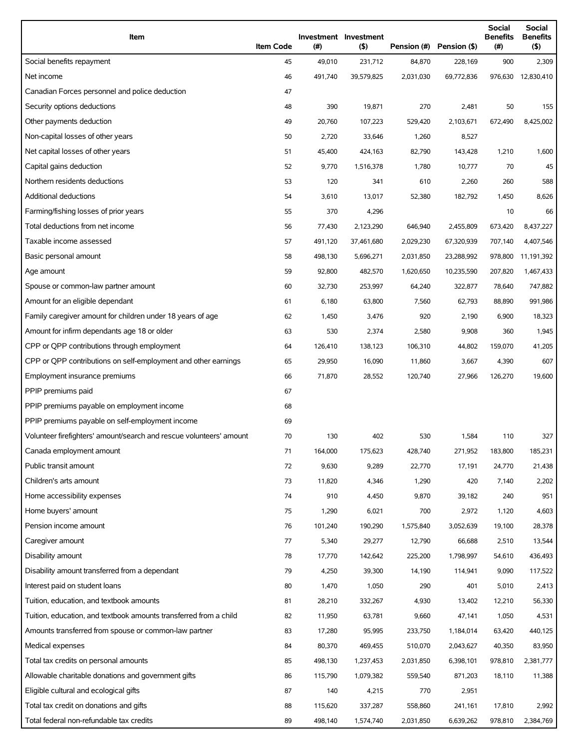| Item | Item Code | Investment (#) | Investment ($) | Pension (#) | Pension ($) | Social Benefits (#) | Social Benefits ($) |
|---|---|---|---|---|---|---|---|
| Social benefits repayment | 45 | 49,010 | 231,712 | 84,870 | 228,169 | 900 | 2,309 |
| Net income | 46 | 491,740 | 39,579,825 | 2,031,030 | 69,772,836 | 976,630 | 12,830,410 |
| Canadian Forces personnel and police deduction | 47 | | | | | | |
| Security options deductions | 48 | 390 | 19,871 | 270 | 2,481 | 50 | 155 |
| Other payments deduction | 49 | 20,760 | 107,223 | 529,420 | 2,103,671 | 672,490 | 8,425,002 |
| Non-capital losses of other years | 50 | 2,720 | 33,646 | 1,260 | 8,527 | | |
| Net capital losses of other years | 51 | 45,400 | 424,163 | 82,790 | 143,428 | 1,210 | 1,600 |
| Capital gains deduction | 52 | 9,770 | 1,516,378 | 1,780 | 10,777 | 70 | 45 |
| Northern residents deductions | 53 | 120 | 341 | 610 | 2,260 | 260 | 588 |
| Additional deductions | 54 | 3,610 | 13,017 | 52,380 | 182,792 | 1,450 | 8,626 |
| Farming/fishing losses of prior years | 55 | 370 | 4,296 | | | 10 | 66 |
| Total deductions from net income | 56 | 77,430 | 2,123,290 | 646,940 | 2,455,809 | 673,420 | 8,437,227 |
| Taxable income assessed | 57 | 491,120 | 37,461,680 | 2,029,230 | 67,320,939 | 707,140 | 4,407,546 |
| Basic personal amount | 58 | 498,130 | 5,696,271 | 2,031,850 | 23,288,992 | 978,800 | 11,191,392 |
| Age amount | 59 | 92,800 | 482,570 | 1,620,650 | 10,235,590 | 207,820 | 1,467,433 |
| Spouse or common-law partner amount | 60 | 32,730 | 253,997 | 64,240 | 322,877 | 78,640 | 747,882 |
| Amount for an eligible dependant | 61 | 6,180 | 63,800 | 7,560 | 62,793 | 88,890 | 991,986 |
| Family caregiver amount for children under 18 years of age | 62 | 1,450 | 3,476 | 920 | 2,190 | 6,900 | 18,323 |
| Amount for infirm dependants age 18 or older | 63 | 530 | 2,374 | 2,580 | 9,908 | 360 | 1,945 |
| CPP or QPP contributions through employment | 64 | 126,410 | 138,123 | 106,310 | 44,802 | 159,070 | 41,205 |
| CPP or QPP contributions on self-employment and other earnings | 65 | 29,950 | 16,090 | 11,860 | 3,667 | 4,390 | 607 |
| Employment insurance premiums | 66 | 71,870 | 28,552 | 120,740 | 27,966 | 126,270 | 19,600 |
| PPIP premiums paid | 67 | | | | | | |
| PPIP premiums payable on employment income | 68 | | | | | | |
| PPIP premiums payable on self-employment income | 69 | | | | | | |
| Volunteer firefighters' amount/search and rescue volunteers' amount | 70 | 130 | 402 | 530 | 1,584 | 110 | 327 |
| Canada employment amount | 71 | 164,000 | 175,623 | 428,740 | 271,952 | 183,800 | 185,231 |
| Public transit amount | 72 | 9,630 | 9,289 | 22,770 | 17,191 | 24,770 | 21,438 |
| Children's arts amount | 73 | 11,820 | 4,346 | 1,290 | 420 | 7,140 | 2,202 |
| Home accessibility expenses | 74 | 910 | 4,450 | 9,870 | 39,182 | 240 | 951 |
| Home buyers' amount | 75 | 1,290 | 6,021 | 700 | 2,972 | 1,120 | 4,603 |
| Pension income amount | 76 | 101,240 | 190,290 | 1,575,840 | 3,052,639 | 19,100 | 28,378 |
| Caregiver amount | 77 | 5,340 | 29,277 | 12,790 | 66,688 | 2,510 | 13,544 |
| Disability amount | 78 | 17,770 | 142,642 | 225,200 | 1,798,997 | 54,610 | 436,493 |
| Disability amount transferred from a dependant | 79 | 4,250 | 39,300 | 14,190 | 114,941 | 9,090 | 117,522 |
| Interest paid on student loans | 80 | 1,470 | 1,050 | 290 | 401 | 5,010 | 2,413 |
| Tuition, education, and textbook amounts | 81 | 28,210 | 332,267 | 4,930 | 13,402 | 12,210 | 56,330 |
| Tuition, education, and textbook amounts transferred from a child | 82 | 11,950 | 63,781 | 9,660 | 47,141 | 1,050 | 4,531 |
| Amounts transferred from spouse or common-law partner | 83 | 17,280 | 95,995 | 233,750 | 1,184,014 | 63,420 | 440,125 |
| Medical expenses | 84 | 80,370 | 469,455 | 510,070 | 2,043,627 | 40,350 | 83,950 |
| Total tax credits on personal amounts | 85 | 498,130 | 1,237,453 | 2,031,850 | 6,398,101 | 978,810 | 2,381,777 |
| Allowable charitable donations and government gifts | 86 | 115,790 | 1,079,382 | 559,540 | 871,203 | 18,110 | 11,388 |
| Eligible cultural and ecological gifts | 87 | 140 | 4,215 | 770 | 2,951 | | |
| Total tax credit on donations and gifts | 88 | 115,620 | 337,287 | 558,860 | 241,161 | 17,810 | 2,992 |
| Total federal non-refundable tax credits | 89 | 498,140 | 1,574,740 | 2,031,850 | 6,639,262 | 978,810 | 2,384,769 |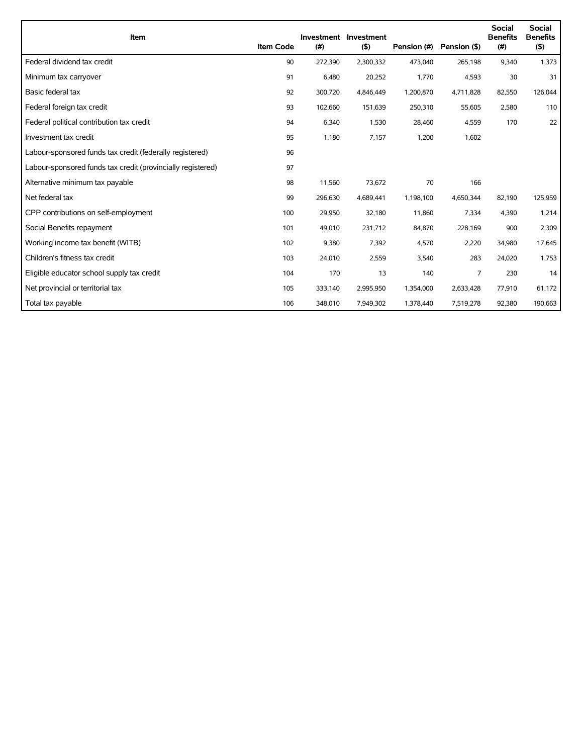| Item | Item Code | Investment (#) | Investment ($) | Pension (#) | Pension ($) | Social Benefits (#) | Social Benefits ($) |
|---|---|---|---|---|---|---|---|
| Federal dividend tax credit | 90 | 272,390 | 2,300,332 | 473,040 | 265,198 | 9,340 | 1,373 |
| Minimum tax carryover | 91 | 6,480 | 20,252 | 1,770 | 4,593 | 30 | 31 |
| Basic federal tax | 92 | 300,720 | 4,846,449 | 1,200,870 | 4,711,828 | 82,550 | 126,044 |
| Federal foreign tax credit | 93 | 102,660 | 151,639 | 250,310 | 55,605 | 2,580 | 110 |
| Federal political contribution tax credit | 94 | 6,340 | 1,530 | 28,460 | 4,559 | 170 | 22 |
| Investment tax credit | 95 | 1,180 | 7,157 | 1,200 | 1,602 | | |
| Labour-sponsored funds tax credit (federally registered) | 96 | | | | | | |
| Labour-sponsored funds tax credit (provincially registered) | 97 | | | | | | |
| Alternative minimum tax payable | 98 | 11,560 | 73,672 | 70 | 166 | | |
| Net federal tax | 99 | 296,630 | 4,689,441 | 1,198,100 | 4,650,344 | 82,190 | 125,959 |
| CPP contributions on self-employment | 100 | 29,950 | 32,180 | 11,860 | 7,334 | 4,390 | 1,214 |
| Social Benefits repayment | 101 | 49,010 | 231,712 | 84,870 | 228,169 | 900 | 2,309 |
| Working income tax benefit (WITB) | 102 | 9,380 | 7,392 | 4,570 | 2,220 | 34,980 | 17,645 |
| Children's fitness tax credit | 103 | 24,010 | 2,559 | 3,540 | 283 | 24,020 | 1,753 |
| Eligible educator school supply tax credit | 104 | 170 | 13 | 140 | 7 | 230 | 14 |
| Net provincial or territorial tax | 105 | 333,140 | 2,995,950 | 1,354,000 | 2,633,428 | 77,910 | 61,172 |
| Total tax payable | 106 | 348,010 | 7,949,302 | 1,378,440 | 7,519,278 | 92,380 | 190,663 |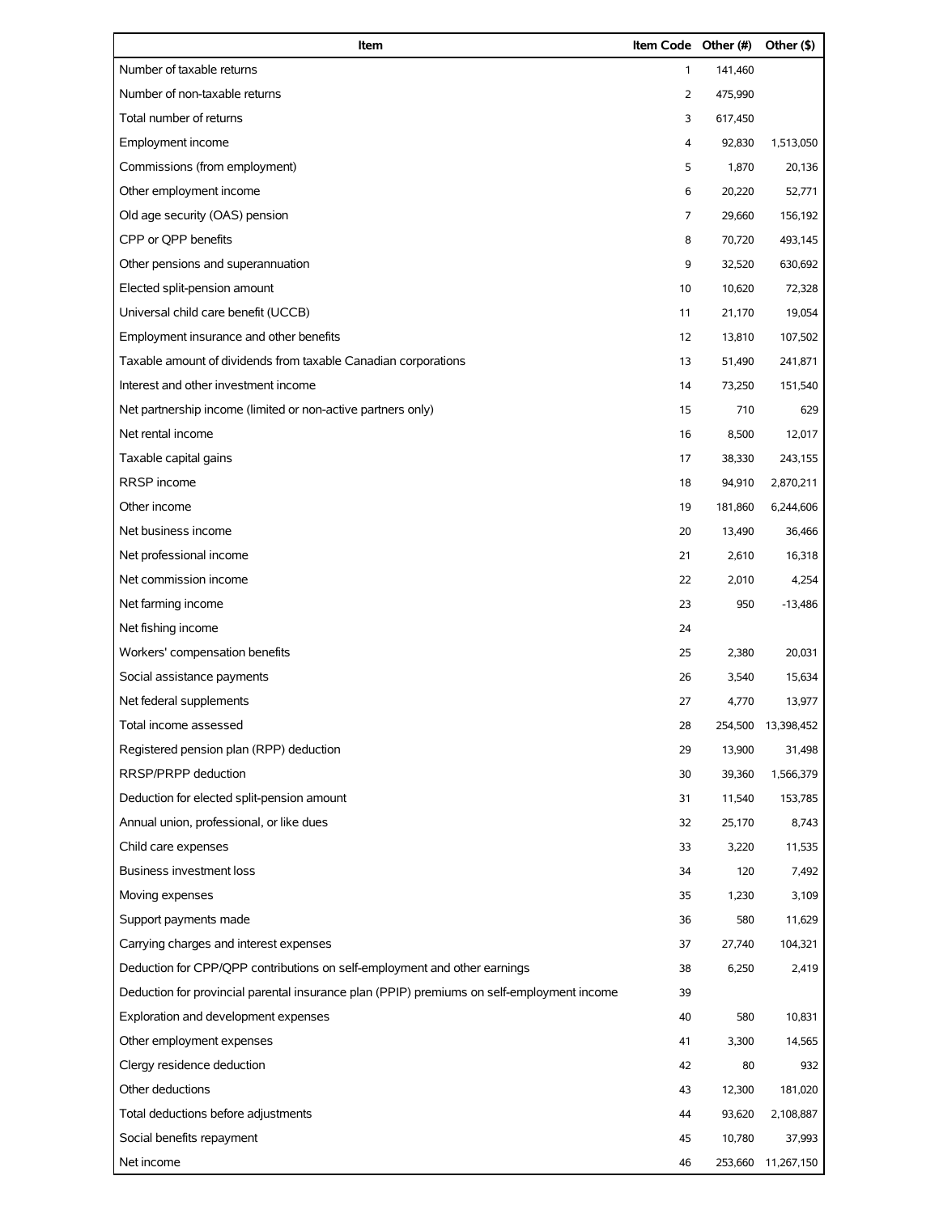| Item | Item Code | Other (#) | Other ($) |
|---|---|---|---|
| Number of taxable returns | 1 | 141,460 | |
| Number of non-taxable returns | 2 | 475,990 | |
| Total number of returns | 3 | 617,450 | |
| Employment income | 4 | 92,830 | 1,513,050 |
| Commissions (from employment) | 5 | 1,870 | 20,136 |
| Other employment income | 6 | 20,220 | 52,771 |
| Old age security (OAS) pension | 7 | 29,660 | 156,192 |
| CPP or QPP benefits | 8 | 70,720 | 493,145 |
| Other pensions and superannuation | 9 | 32,520 | 630,692 |
| Elected split-pension amount | 10 | 10,620 | 72,328 |
| Universal child care benefit (UCCB) | 11 | 21,170 | 19,054 |
| Employment insurance and other benefits | 12 | 13,810 | 107,502 |
| Taxable amount of dividends from taxable Canadian corporations | 13 | 51,490 | 241,871 |
| Interest and other investment income | 14 | 73,250 | 151,540 |
| Net partnership income (limited or non-active partners only) | 15 | 710 | 629 |
| Net rental income | 16 | 8,500 | 12,017 |
| Taxable capital gains | 17 | 38,330 | 243,155 |
| RRSP income | 18 | 94,910 | 2,870,211 |
| Other income | 19 | 181,860 | 6,244,606 |
| Net business income | 20 | 13,490 | 36,466 |
| Net professional income | 21 | 2,610 | 16,318 |
| Net commission income | 22 | 2,010 | 4,254 |
| Net farming income | 23 | 950 | -13,486 |
| Net fishing income | 24 | | |
| Workers' compensation benefits | 25 | 2,380 | 20,031 |
| Social assistance payments | 26 | 3,540 | 15,634 |
| Net federal supplements | 27 | 4,770 | 13,977 |
| Total income assessed | 28 | 254,500 | 13,398,452 |
| Registered pension plan (RPP) deduction | 29 | 13,900 | 31,498 |
| RRSP/PRPP deduction | 30 | 39,360 | 1,566,379 |
| Deduction for elected split-pension amount | 31 | 11,540 | 153,785 |
| Annual union, professional, or like dues | 32 | 25,170 | 8,743 |
| Child care expenses | 33 | 3,220 | 11,535 |
| Business investment loss | 34 | 120 | 7,492 |
| Moving expenses | 35 | 1,230 | 3,109 |
| Support payments made | 36 | 580 | 11,629 |
| Carrying charges and interest expenses | 37 | 27,740 | 104,321 |
| Deduction for CPP/QPP contributions on self-employment and other earnings | 38 | 6,250 | 2,419 |
| Deduction for provincial parental insurance plan (PPIP) premiums on self-employment income | 39 | | |
| Exploration and development expenses | 40 | 580 | 10,831 |
| Other employment expenses | 41 | 3,300 | 14,565 |
| Clergy residence deduction | 42 | 80 | 932 |
| Other deductions | 43 | 12,300 | 181,020 |
| Total deductions before adjustments | 44 | 93,620 | 2,108,887 |
| Social benefits repayment | 45 | 10,780 | 37,993 |
| Net income | 46 | 253,660 | 11,267,150 |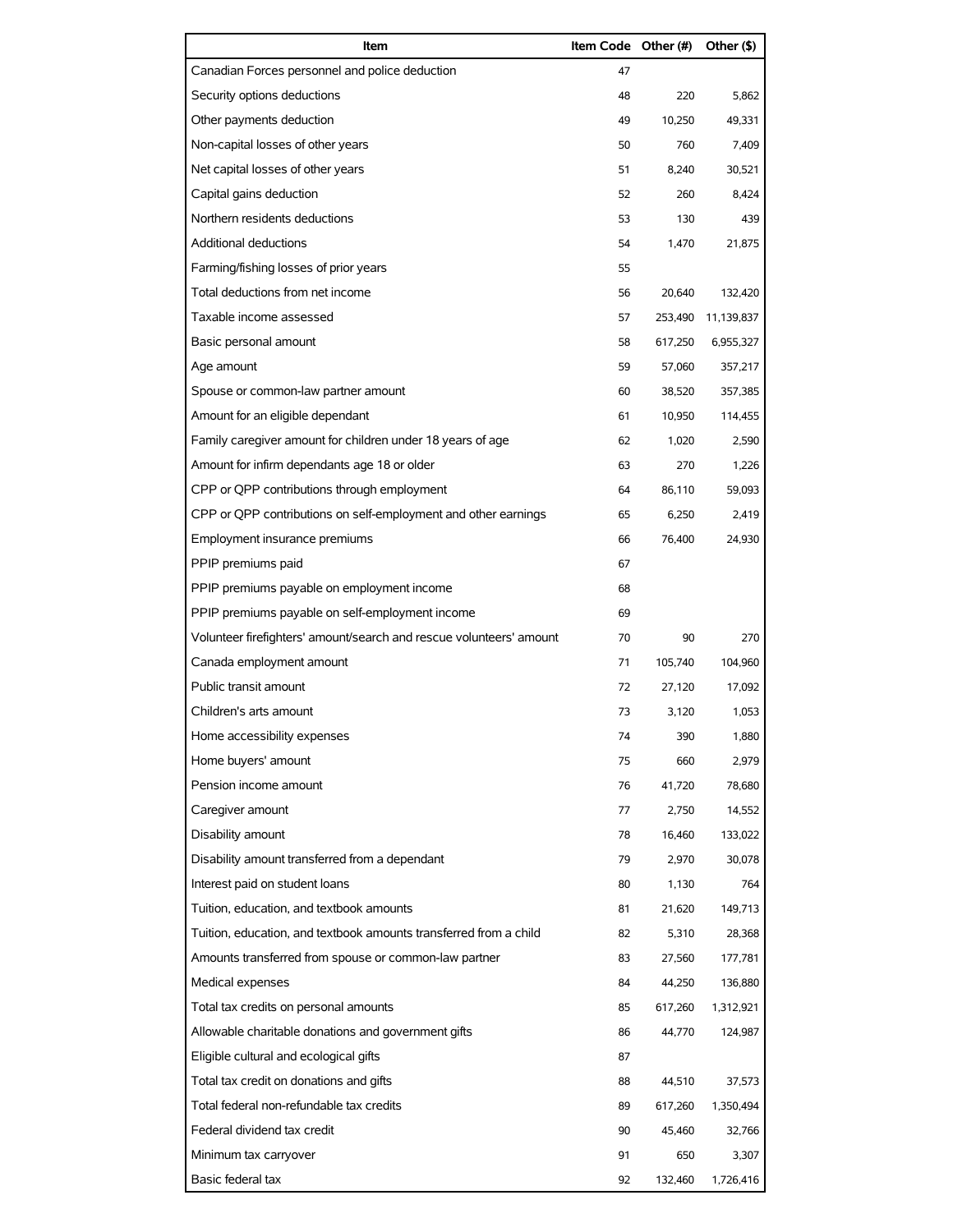| Item | Item Code | Other (#) | Other ($) |
|---|---|---|---|
| Canadian Forces personnel and police deduction | 47 | | |
| Security options deductions | 48 | 220 | 5,862 |
| Other payments deduction | 49 | 10,250 | 49,331 |
| Non-capital losses of other years | 50 | 760 | 7,409 |
| Net capital losses of other years | 51 | 8,240 | 30,521 |
| Capital gains deduction | 52 | 260 | 8,424 |
| Northern residents deductions | 53 | 130 | 439 |
| Additional deductions | 54 | 1,470 | 21,875 |
| Farming/fishing losses of prior years | 55 | | |
| Total deductions from net income | 56 | 20,640 | 132,420 |
| Taxable income assessed | 57 | 253,490 | 11,139,837 |
| Basic personal amount | 58 | 617,250 | 6,955,327 |
| Age amount | 59 | 57,060 | 357,217 |
| Spouse or common-law partner amount | 60 | 38,520 | 357,385 |
| Amount for an eligible dependant | 61 | 10,950 | 114,455 |
| Family caregiver amount for children under 18 years of age | 62 | 1,020 | 2,590 |
| Amount for infirm dependants age 18 or older | 63 | 270 | 1,226 |
| CPP or QPP contributions through employment | 64 | 86,110 | 59,093 |
| CPP or QPP contributions on self-employment and other earnings | 65 | 6,250 | 2,419 |
| Employment insurance premiums | 66 | 76,400 | 24,930 |
| PPIP premiums paid | 67 | | |
| PPIP premiums payable on employment income | 68 | | |
| PPIP premiums payable on self-employment income | 69 | | |
| Volunteer firefighters' amount/search and rescue volunteers' amount | 70 | 90 | 270 |
| Canada employment amount | 71 | 105,740 | 104,960 |
| Public transit amount | 72 | 27,120 | 17,092 |
| Children's arts amount | 73 | 3,120 | 1,053 |
| Home accessibility expenses | 74 | 390 | 1,880 |
| Home buyers' amount | 75 | 660 | 2,979 |
| Pension income amount | 76 | 41,720 | 78,680 |
| Caregiver amount | 77 | 2,750 | 14,552 |
| Disability amount | 78 | 16,460 | 133,022 |
| Disability amount transferred from a dependant | 79 | 2,970 | 30,078 |
| Interest paid on student loans | 80 | 1,130 | 764 |
| Tuition, education, and textbook amounts | 81 | 21,620 | 149,713 |
| Tuition, education, and textbook amounts transferred from a child | 82 | 5,310 | 28,368 |
| Amounts transferred from spouse or common-law partner | 83 | 27,560 | 177,781 |
| Medical expenses | 84 | 44,250 | 136,880 |
| Total tax credits on personal amounts | 85 | 617,260 | 1,312,921 |
| Allowable charitable donations and government gifts | 86 | 44,770 | 124,987 |
| Eligible cultural and ecological gifts | 87 | | |
| Total tax credit on donations and gifts | 88 | 44,510 | 37,573 |
| Total federal non-refundable tax credits | 89 | 617,260 | 1,350,494 |
| Federal dividend tax credit | 90 | 45,460 | 32,766 |
| Minimum tax carryover | 91 | 650 | 3,307 |
| Basic federal tax | 92 | 132,460 | 1,726,416 |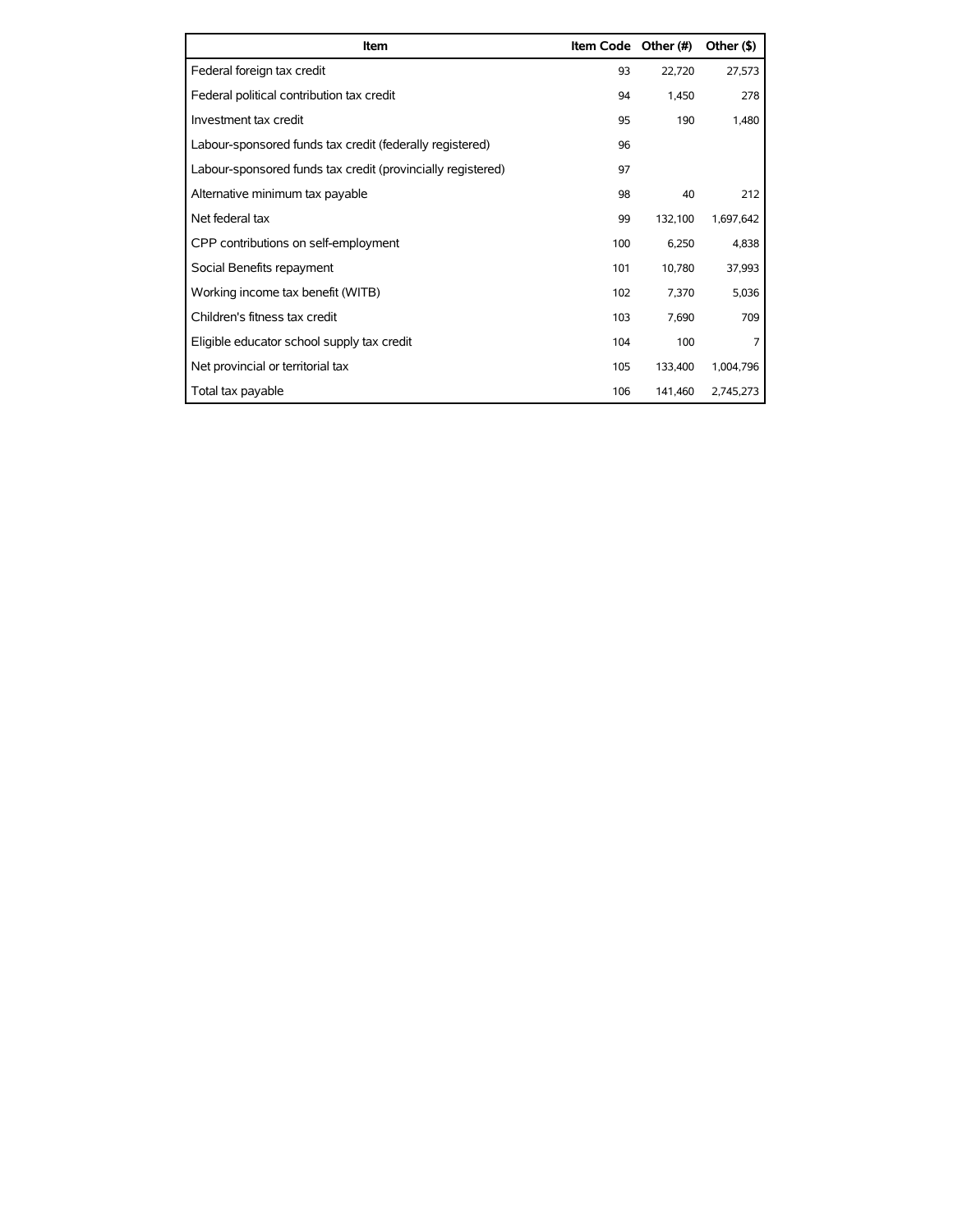| Item | Item Code | Other (#) | Other ($) |
|---|---|---|---|
| Federal foreign tax credit | 93 | 22,720 | 27,573 |
| Federal political contribution tax credit | 94 | 1,450 | 278 |
| Investment tax credit | 95 | 190 | 1,480 |
| Labour-sponsored funds tax credit (federally registered) | 96 | | |
| Labour-sponsored funds tax credit (provincially registered) | 97 | | |
| Alternative minimum tax payable | 98 | 40 | 212 |
| Net federal tax | 99 | 132,100 | 1,697,642 |
| CPP contributions on self-employment | 100 | 6,250 | 4,838 |
| Social Benefits repayment | 101 | 10,780 | 37,993 |
| Working income tax benefit (WITB) | 102 | 7,370 | 5,036 |
| Children's fitness tax credit | 103 | 7,690 | 709 |
| Eligible educator school supply tax credit | 104 | 100 | 7 |
| Net provincial or territorial tax | 105 | 133,400 | 1,004,796 |
| Total tax payable | 106 | 141,460 | 2,745,273 |